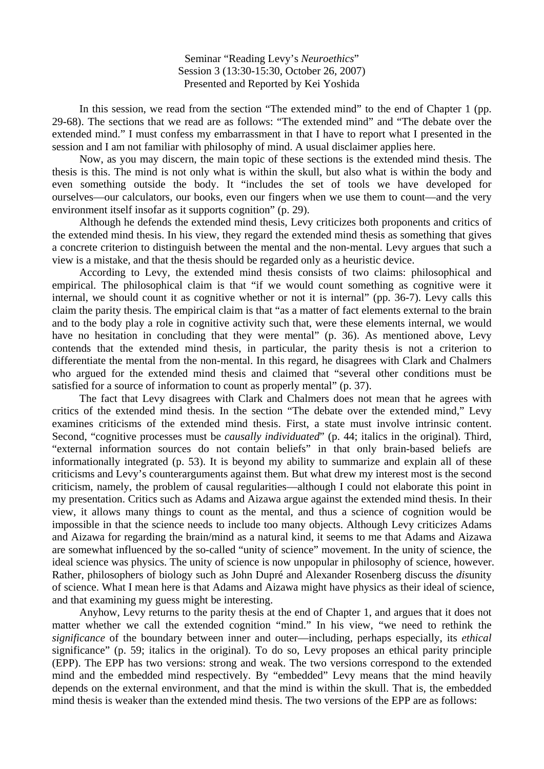Seminar "Reading Levy's *Neuroethics*"
Session 3 (13:30-15:30, October 26, 2007)
Presented and Reported by Kei Yoshida

In this session, we read from the section "The extended mind" to the end of Chapter 1 (pp. 29-68). The sections that we read are as follows: "The extended mind" and "The debate over the extended mind." I must confess my embarrassment in that I have to report what I presented in the session and I am not familiar with philosophy of mind. A usual disclaimer applies here.

Now, as you may discern, the main topic of these sections is the extended mind thesis. The thesis is this. The mind is not only what is within the skull, but also what is within the body and even something outside the body. It "includes the set of tools we have developed for ourselves—our calculators, our books, even our fingers when we use them to count—and the very environment itself insofar as it supports cognition" (p. 29).

Although he defends the extended mind thesis, Levy criticizes both proponents and critics of the extended mind thesis. In his view, they regard the extended mind thesis as something that gives a concrete criterion to distinguish between the mental and the non-mental. Levy argues that such a view is a mistake, and that the thesis should be regarded only as a heuristic device.

According to Levy, the extended mind thesis consists of two claims: philosophical and empirical. The philosophical claim is that "if we would count something as cognitive were it internal, we should count it as cognitive whether or not it is internal" (pp. 36-7). Levy calls this claim the parity thesis. The empirical claim is that "as a matter of fact elements external to the brain and to the body play a role in cognitive activity such that, were these elements internal, we would have no hesitation in concluding that they were mental" (p. 36). As mentioned above, Levy contends that the extended mind thesis, in particular, the parity thesis is not a criterion to differentiate the mental from the non-mental. In this regard, he disagrees with Clark and Chalmers who argued for the extended mind thesis and claimed that "several other conditions must be satisfied for a source of information to count as properly mental" (p. 37).

The fact that Levy disagrees with Clark and Chalmers does not mean that he agrees with critics of the extended mind thesis. In the section "The debate over the extended mind," Levy examines criticisms of the extended mind thesis. First, a state must involve intrinsic content. Second, "cognitive processes must be *causally individuated*" (p. 44; italics in the original). Third, "external information sources do not contain beliefs" in that only brain-based beliefs are informationally integrated (p. 53). It is beyond my ability to summarize and explain all of these criticisms and Levy's counterarguments against them. But what drew my interest most is the second criticism, namely, the problem of causal regularities—although I could not elaborate this point in my presentation. Critics such as Adams and Aizawa argue against the extended mind thesis. In their view, it allows many things to count as the mental, and thus a science of cognition would be impossible in that the science needs to include too many objects. Although Levy criticizes Adams and Aizawa for regarding the brain/mind as a natural kind, it seems to me that Adams and Aizawa are somewhat influenced by the so-called "unity of science" movement. In the unity of science, however, the ideal science was physics. The unity of science is now unpopular in philosophy of science, however. Rather, philosophers of biology such as John Dupré and Alexander Rosenberg discuss the *dis*unity of science. What I mean here is that Adams and Aizawa might have physics as their ideal of science, and that examining my guess might be interesting.

Anyhow, Levy returns to the parity thesis at the end of Chapter 1, and argues that it does not matter whether we call the extended cognition "mind." In his view, "we need to rethink the *significance* of the boundary between inner and outer—including, perhaps especially, its *ethical* significance" (p. 59; italics in the original). To do so, Levy proposes an ethical parity principle (EPP). The EPP has two versions: strong and weak. The two versions correspond to the extended mind and the embedded mind respectively. By "embedded" Levy means that the mind heavily depends on the external environment, and that the mind is within the skull. That is, the embedded mind thesis is weaker than the extended mind thesis. The two versions of the EPP are as follows: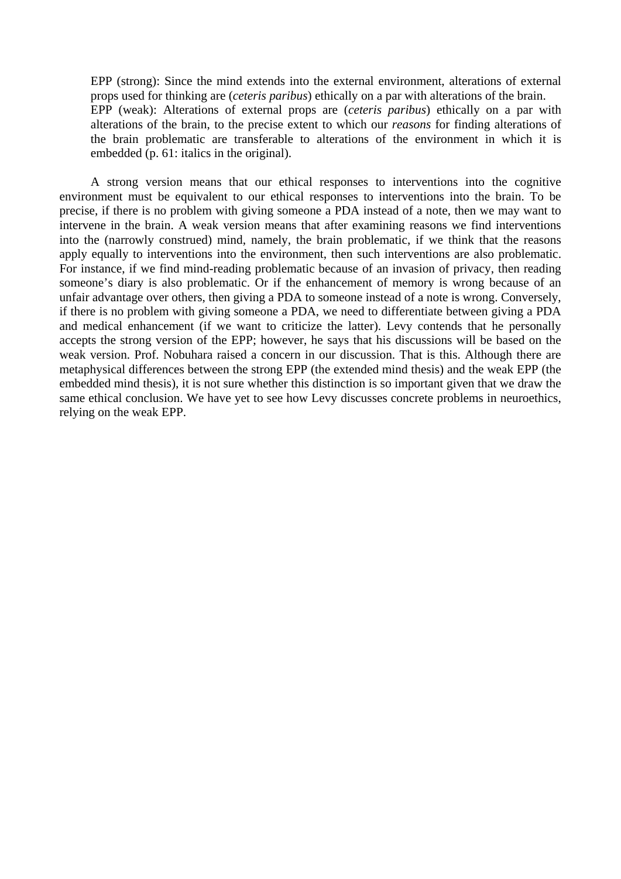EPP (strong): Since the mind extends into the external environment, alterations of external props used for thinking are (*ceteris paribus*) ethically on a par with alterations of the brain.

EPP (weak): Alterations of external props are (*ceteris paribus*) ethically on a par with alterations of the brain, to the precise extent to which our *reasons* for finding alterations of the brain problematic are transferable to alterations of the environment in which it is embedded (p. 61: italics in the original).

A strong version means that our ethical responses to interventions into the cognitive environment must be equivalent to our ethical responses to interventions into the brain. To be precise, if there is no problem with giving someone a PDA instead of a note, then we may want to intervene in the brain. A weak version means that after examining reasons we find interventions into the (narrowly construed) mind, namely, the brain problematic, if we think that the reasons apply equally to interventions into the environment, then such interventions are also problematic. For instance, if we find mind-reading problematic because of an invasion of privacy, then reading someone's diary is also problematic. Or if the enhancement of memory is wrong because of an unfair advantage over others, then giving a PDA to someone instead of a note is wrong. Conversely, if there is no problem with giving someone a PDA, we need to differentiate between giving a PDA and medical enhancement (if we want to criticize the latter). Levy contends that he personally accepts the strong version of the EPP; however, he says that his discussions will be based on the weak version. Prof. Nobuhara raised a concern in our discussion. That is this. Although there are metaphysical differences between the strong EPP (the extended mind thesis) and the weak EPP (the embedded mind thesis), it is not sure whether this distinction is so important given that we draw the same ethical conclusion. We have yet to see how Levy discusses concrete problems in neuroethics, relying on the weak EPP.